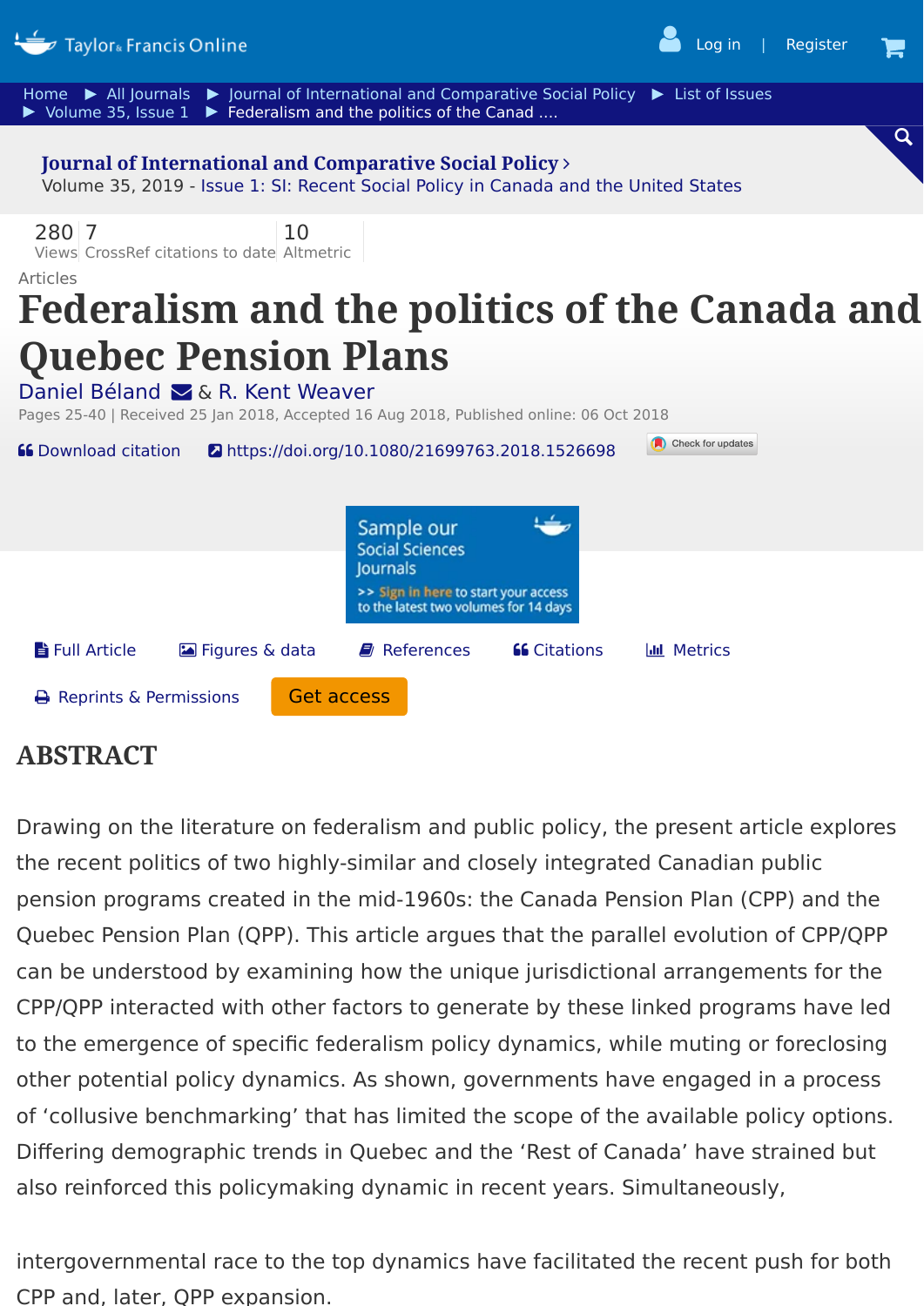Articles

# Federalism and the politics of the Canada and Quebec Pension Plans

Daniel Béland & R. Kent Weaver

Pages 25-40 | Received 25 Jan 2018, Accepted 16 Aug 2018, Published online: 06 Oct 2018

https://doi.org/10.1080/21699763.2018.1526698

## ABSTRACT

Drawing on the literature on federalism and public policy, the present article explores the recent politics of two highly-similar and closely integrated Canadian public pension programs created in the mid-1960s: the Canada Pension Plan (CPP) and the Quebec Pension Plan (QPP). This article argues that the parallel evolution of CPP/QPP can be understood by examining how the unique jurisdictional arrangements for the CPP/QPP interacted with other factors to generate by these linked programs have led to the emergence of specific federalism policy dynamics, while muting or foreclosing other potential policy dynamics. As shown, governments have engaged in a process of 'collusive benchmarking' that has limited the scope of the available policy options. Differing demographic trends in Quebec and the 'Rest of Canada' have strained but also reinforced this policymaking dynamic in recent years. Simultaneously,

intergovernmental race to the top dynamics have facilitated the recent push for both CPP and, later, QPP expansion.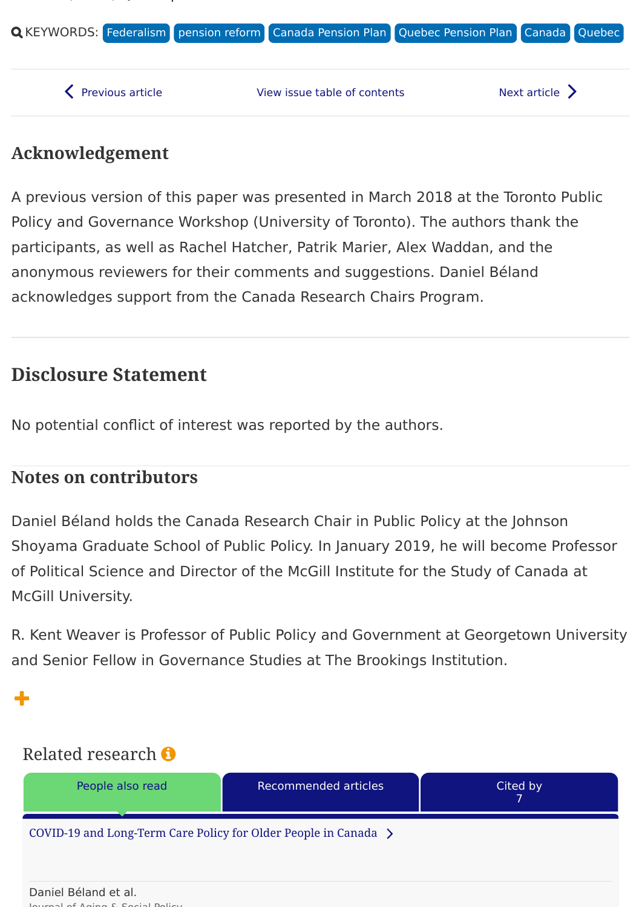KEYWORDS: Federalism pension reform Canada Pension Plan Quebec Pension Plan Canada Quebec

## Acknowledgement

A previous version of this paper was presented in March 2018 at the Toronto Public Policy and Governance Workshop (University of Toronto). The authors thank the participants, as well as Rachel Hatcher, Patrik Marier, Alex Waddan, and the anonymous reviewers for their comments and suggestions. Daniel Béland acknowledges support from the Canada Research Chairs Program.

## Disclosure Statement

No potential conflict of interest was reported by the authors.

## Notes on contributors

Daniel Béland holds the Canada Research Chair in Public Policy at the Johnson Shoyama Graduate School of Public Policy. In January 2019, he will become Professor of Political Science and Director of the McGill Institute for the Study of Canada at McGill University.

R. Kent Weaver is Professor of Public Policy and Government at Georgetown University and Senior Fellow in Governance Studies at The Brookings Institution.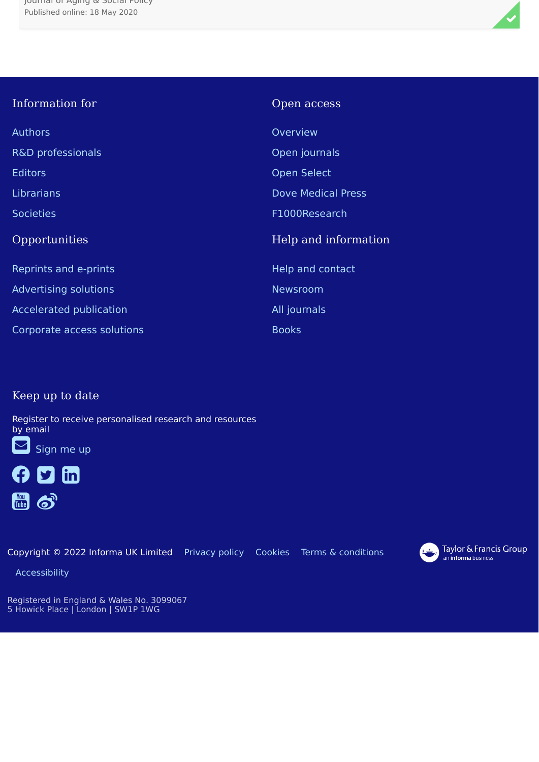Journal of Aging & Social Policy
Published online: 18 May 2020

## Information for

- Authors
- R&D professionals
- Editors
- Librarians
- Societies

## Opportunities

- Reprints and e-prints
- Advertising solutions
- Accelerated publication
- Corporate access solutions

## Open access

- Overview
- Open journals
- Open Select
- Dove Medical Press
- F1000Research

## Help and information

- Help and contact
- Newsroom
- All journals
- Books

## Keep up to date

Register to receive personalised research and resources by email

Sign me up

Copyright © 2022 Informa UK Limited Privacy policy Cookies Terms & conditions Accessibility

Taylor & Francis Group
an informa business

Registered in England & Wales No. 3099067
5 Howick Place | London | SW1P 1WG